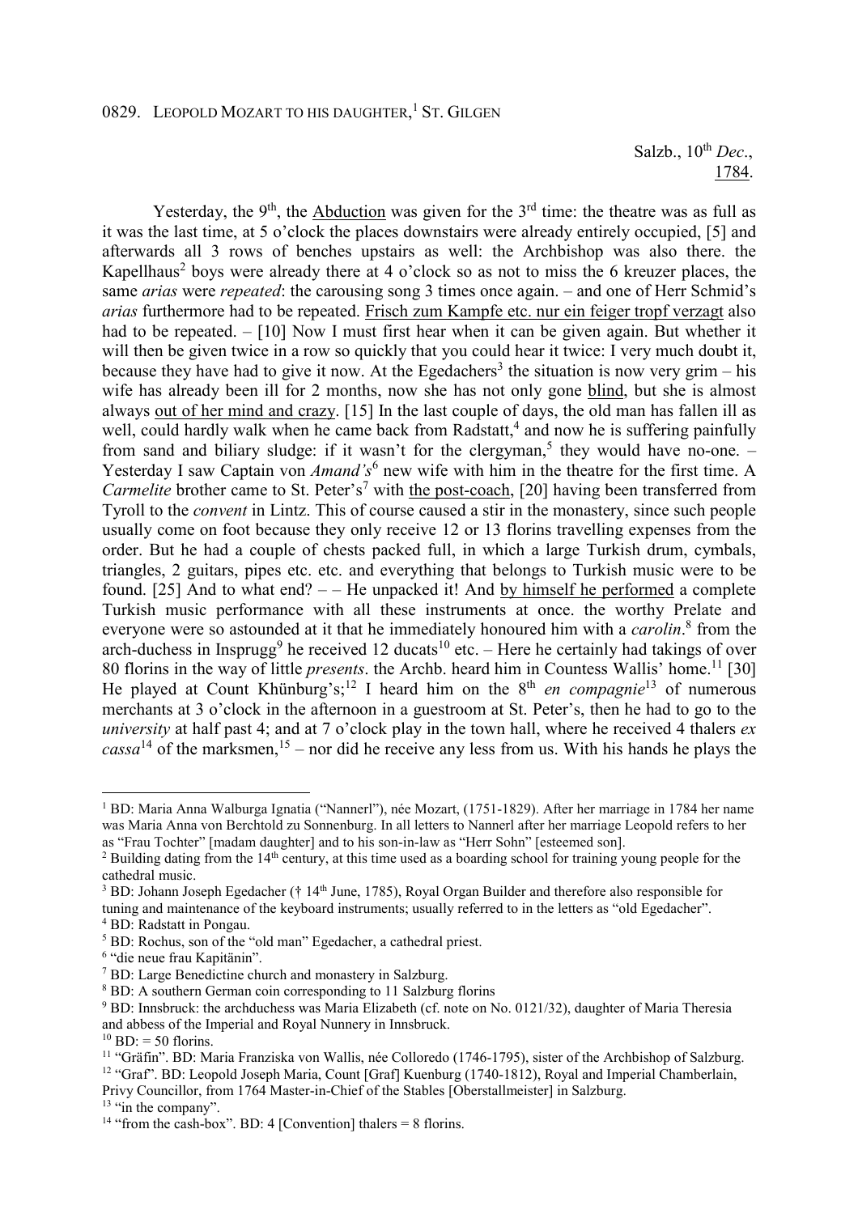0829. LEOPOLD MOZART TO HIS DAUGHTER,[1] ST. GILGEN

Salzb., 10[th] *Dec*., 1784.

Yesterday, the 9[th], the Abduction was given for the 3[rd] time: the theatre was as full as it was the last time, at 5 o'clock the places downstairs were already entirely occupied, [5] and afterwards all 3 rows of benches upstairs as well: the Archbishop was also there. the Kapellhaus[2] boys were already there at 4 o'clock so as not to miss the 6 kreuzer places, the same *arias* were *repeated*: the carousing song 3 times once again. – and one of Herr Schmid's *arias* furthermore had to be repeated. Frisch zum Kampfe etc. nur ein feiger tropf verzagt also had to be repeated. – [10] Now I must first hear when it can be given again. But whether it will then be given twice in a row so quickly that you could hear it twice: I very much doubt it, because they have had to give it now. At the Egedachers[3] the situation is now very grim – his wife has already been ill for 2 months, now she has not only gone blind, but she is almost always out of her mind and crazy. [15] In the last couple of days, the old man has fallen ill as well, could hardly walk when he came back from Radstatt,[4] and now he is suffering painfully from sand and biliary sludge: if it wasn't for the clergyman,[5] they would have no-one. – Yesterday I saw Captain von *Amand's*[6] new wife with him in the theatre for the first time. A *Carmelite* brother came to St. Peter's[7] with the post-coach, [20] having been transferred from Tyroll to the *convent* in Lintz. This of course caused a stir in the monastery, since such people usually come on foot because they only receive 12 or 13 florins travelling expenses from the order. But he had a couple of chests packed full, in which a large Turkish drum, cymbals, triangles, 2 guitars, pipes etc. etc. and everything that belongs to Turkish music were to be found. [25] And to what end? – – He unpacked it! And by himself he performed a complete Turkish music performance with all these instruments at once. the worthy Prelate and everyone were so astounded at it that he immediately honoured him with a *carolin*.[8] from the arch-duchess in Insprugg[9] he received 12 ducats[10] etc. – Here he certainly had takings of over 80 florins in the way of little *presents*. the Archb. heard him in Countess Wallis' home.[11] [30] He played at Count Khünburg's;[12] I heard him on the 8[th] *en compagnie*[13] of numerous merchants at 3 o'clock in the afternoon in a guestroom at St. Peter's, then he had to go to the *university* at half past 4; and at 7 o'clock play in the town hall, where he received 4 thalers *ex cassa*[14] of the marksmen,[15] – nor did he receive any less from us. With his hands he plays the

---

[1] BD: Maria Anna Walburga Ignatia ("Nannerl"), née Mozart, (1751-1829). After her marriage in 1784 her name was Maria Anna von Berchtold zu Sonnenburg. In all letters to Nannerl after her marriage Leopold refers to her as "Frau Tochter" [madam daughter] and to his son-in-law as "Herr Sohn" [esteemed son].

[2] Building dating from the 14[th] century, at this time used as a boarding school for training young people for the cathedral music.

[3] BD: Johann Joseph Egedacher († 14[th] June, 1785), Royal Organ Builder and therefore also responsible for tuning and maintenance of the keyboard instruments; usually referred to in the letters as "old Egedacher".

[4] BD: Radstatt in Pongau.

[5] BD: Rochus, son of the "old man" Egedacher, a cathedral priest.

[6] "die neue frau Kapitänin".

[7] BD: Large Benedictine church and monastery in Salzburg.

[8] BD: A southern German coin corresponding to 11 Salzburg florins

[9] BD: Innsbruck: the archduchess was Maria Elizabeth (cf. note on No. 0121/32), daughter of Maria Theresia and abbess of the Imperial and Royal Nunnery in Innsbruck.

[10] BD: = 50 florins.

[11] "Gräfin". BD: Maria Franziska von Wallis, née Colloredo (1746-1795), sister of the Archbishop of Salzburg.

[12] "Graf". BD: Leopold Joseph Maria, Count [Graf] Kuenburg (1740-1812), Royal and Imperial Chamberlain, Privy Councillor, from 1764 Master-in-Chief of the Stables [Oberstallmeister] in Salzburg.

[13] "in the company".

[14] "from the cash-box". BD: 4 [Convention] thalers = 8 florins.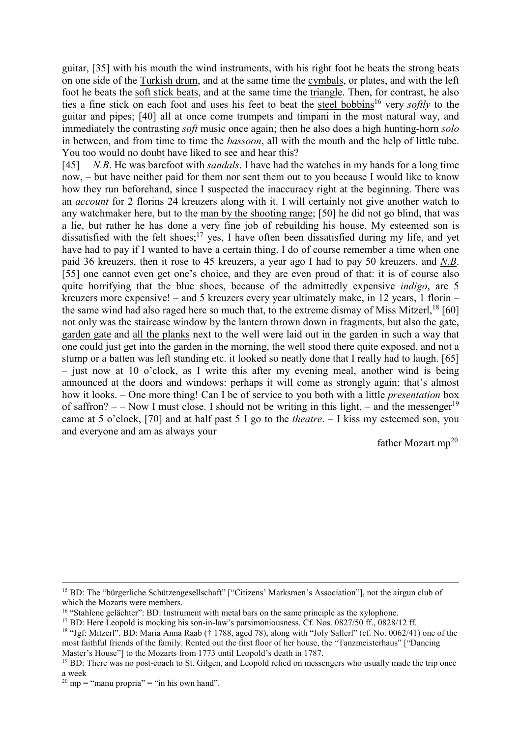guitar, [35] with his mouth the wind instruments, with his right foot he beats the strong beats on one side of the Turkish drum, and at the same time the cymbals, or plates, and with the left foot he beats the soft stick beats, and at the same time the triangle. Then, for contrast, he also ties a fine stick on each foot and uses his feet to beat the steel bobbins[16] very *softly* to the guitar and pipes; [40] all at once come trumpets and timpani in the most natural way, and immediately the contrasting *soft* music once again; then he also does a high hunting-horn *solo* in between, and from time to time the *bassoon*, all with the mouth and the help of little tube. You too would no doubt have liked to see and hear this?

[45] *N.B*. He was barefoot with *sandals*. I have had the watches in my hands for a long time now, – but have neither paid for them nor sent them out to you because I would like to know how they run beforehand, since I suspected the inaccuracy right at the beginning. There was an *account* for 2 florins 24 kreuzers along with it. I will certainly not give another watch to any watchmaker here, but to the man by the shooting range; [50] he did not go blind, that was a lie, but rather he has done a very fine job of rebuilding his house. My esteemed son is dissatisfied with the felt shoes;[17] yes, I have often been dissatisfied during my life, and yet have had to pay if I wanted to have a certain thing. I do of course remember a time when one paid 36 kreuzers, then it rose to 45 kreuzers, a year ago I had to pay 50 kreuzers. and *N.B*. [55] one cannot even get one's choice, and they are even proud of that: it is of course also quite horrifying that the blue shoes, because of the admittedly expensive *indigo*, are 5 kreuzers more expensive! – and 5 kreuzers every year ultimately make, in 12 years, 1 florin – the same wind had also raged here so much that, to the extreme dismay of Miss Mitzerl,[18] [60] not only was the staircase window by the lantern thrown down in fragments, but also the gate, garden gate and all the planks next to the well were laid out in the garden in such a way that one could just get into the garden in the morning, the well stood there quite exposed, and not a stump or a batten was left standing etc. it looked so neatly done that I really had to laugh. [65] – just now at 10 o'clock, as I write this after my evening meal, another wind is being announced at the doors and windows: perhaps it will come as strongly again; that's almost how it looks. – One more thing! Can I be of service to you both with a little *presentation* box of saffron? – – Now I must close. I should not be writing in this light, – and the messenger[19] came at 5 o'clock, [70] and at half past 5 I go to the *theatre*. – I kiss my esteemed son, you and everyone and am as always your

father Mozart mp[20]

---

[15] BD: The "bürgerliche Schützengesellschaft" ["Citizens' Marksmen's Association"], not the airgun club of which the Mozarts were members.

[16] "Stahlene gelächter": BD: Instrument with metal bars on the same principle as the xylophone.

[17] BD: Here Leopold is mocking his son-in-law's parsimoniousness. Cf. Nos. 0827/50 ff., 0828/12 ff.

[18] "Jgf: Mitzerl". BD: Maria Anna Raab († 1788, aged 78), along with "Joly Sallerl" (cf. No. 0062/41) one of the most faithful friends of the family. Rented out the first floor of her house, the "Tanzmeisterhaus" ["Dancing Master's House"] to the Mozarts from 1773 until Leopold's death in 1787.

[19] BD: There was no post-coach to St. Gilgen, and Leopold relied on messengers who usually made the trip once a week

[20] mp = "manu propria" = "in his own hand".